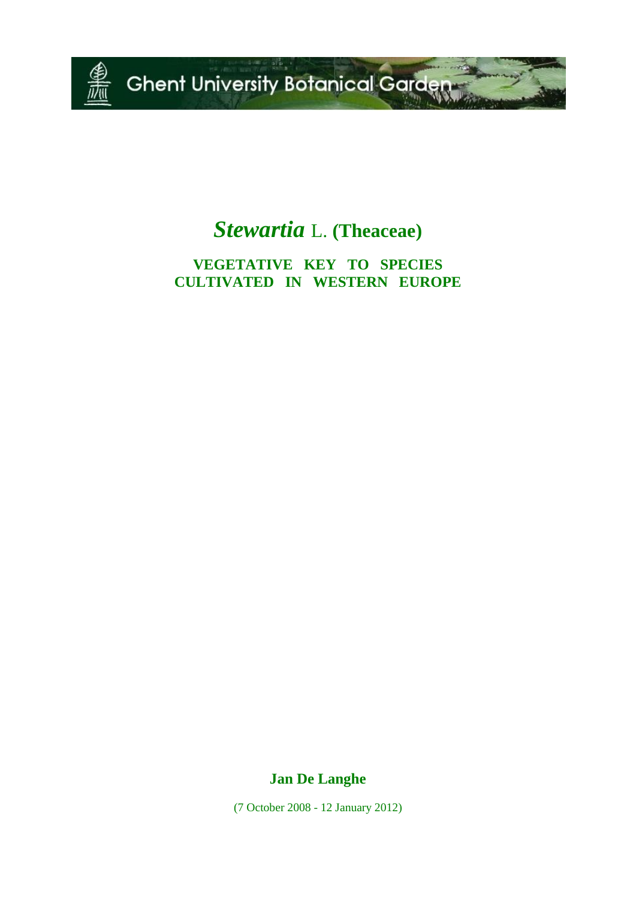Ghent University Botanical Garden

# *Stewartia* L. (Theaceae)

## VEGETATIVE KEY TO SPECIES CULTIVATED IN WESTERN EUROPE

**Jan De Langhe**

(7 October 2008 - 12 January 2012)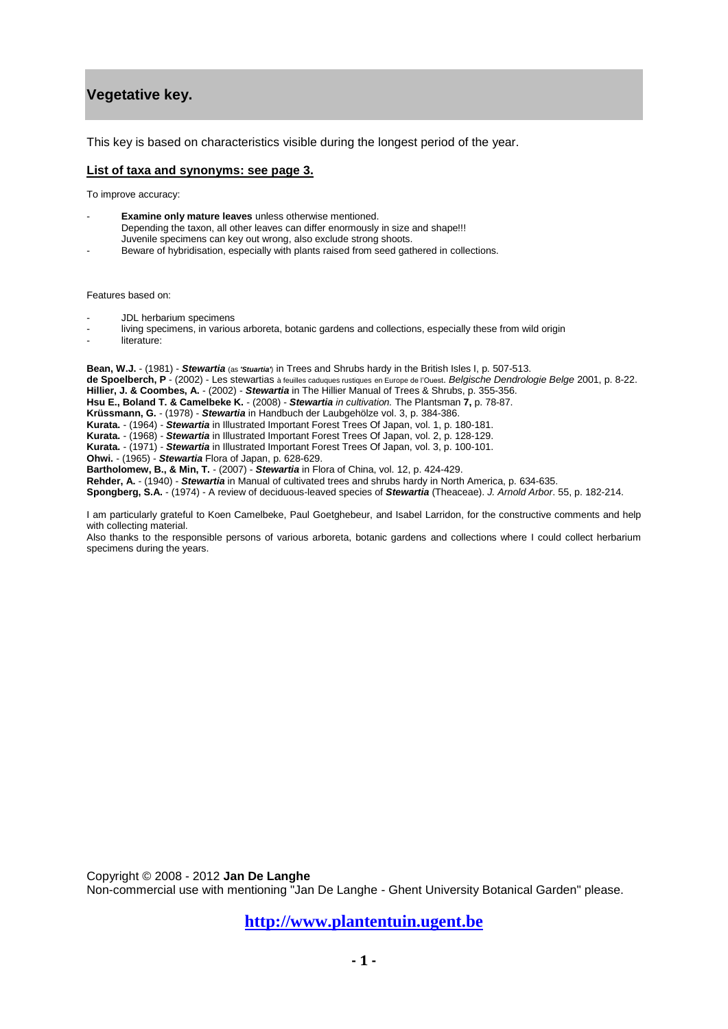## Vegetative key.

This key is based on characteristics visible during the longest period of the year.

**List of taxa and synonyms: see page 3.**

To improve accuracy:

- **Examine only mature leaves** unless otherwise mentioned.
  Depending the taxon, all other leaves can differ enormously in size and shape!!!
  Juvenile specimens can key out wrong, also exclude strong shoots.
- Beware of hybridisation, especially with plants raised from seed gathered in collections.

Features based on:

- JDL herbarium specimens
- living specimens, in various arboreta, botanic gardens and collections, especially these from wild origin
- literature:

**Bean, W.J.** - (1981) - ***Stewartia*** (as ***'Stuartia'***) in Trees and Shrubs hardy in the British Isles I, p. 507-513.
**de Spoelberch, P** - (2002) - Les stewartias à feuilles caduques rustiques en Europe de l'Ouest. *Belgische Dendrologie Belge* 2001, p. 8-22.
**Hillier, J. & Coombes, A.** - (2002) - ***Stewartia*** in The Hillier Manual of Trees & Shrubs, p. 355-356.
**Hsu E., Boland T. & Camelbeke K.** - (2008) - ***Stewartia*** *in cultivation.* The Plantsman **7,** p. 78-87.
**Krüssmann, G.** - (1978) - ***Stewartia*** in Handbuch der Laubgehölze vol. 3, p. 384-386.
**Kurata.** - (1964) - ***Stewartia*** in Illustrated Important Forest Trees Of Japan, vol. 1, p. 180-181.
**Kurata.** - (1968) - ***Stewartia*** in Illustrated Important Forest Trees Of Japan, vol. 2, p. 128-129.
**Kurata.** - (1971) - ***Stewartia*** in Illustrated Important Forest Trees Of Japan, vol. 3, p. 100-101.
**Ohwi.** - (1965) - ***Stewartia*** Flora of Japan, p. 628-629.
**Bartholomew, B., & Min, T.** - (2007) - ***Stewartia*** in Flora of China, vol. 12, p. 424-429.
**Rehder, A.** - (1940) - ***Stewartia*** in Manual of cultivated trees and shrubs hardy in North America, p. 634-635.
**Spongberg, S.A.** - (1974) - A review of deciduous-leaved species of ***Stewartia*** (Theaceae). *J. Arnold Arbor*. 55, p. 182-214.

I am particularly grateful to Koen Camelbeke, Paul Goetghebeur, and Isabel Larridon, for the constructive comments and help with collecting material.
Also thanks to the responsible persons of various arboreta, botanic gardens and collections where I could collect herbarium specimens during the years.

Copyright © 2008 - 2012 **Jan De Langhe**
Non-commercial use with mentioning "Jan De Langhe - Ghent University Botanical Garden" please.

**http://www.plantentuin.ugent.be**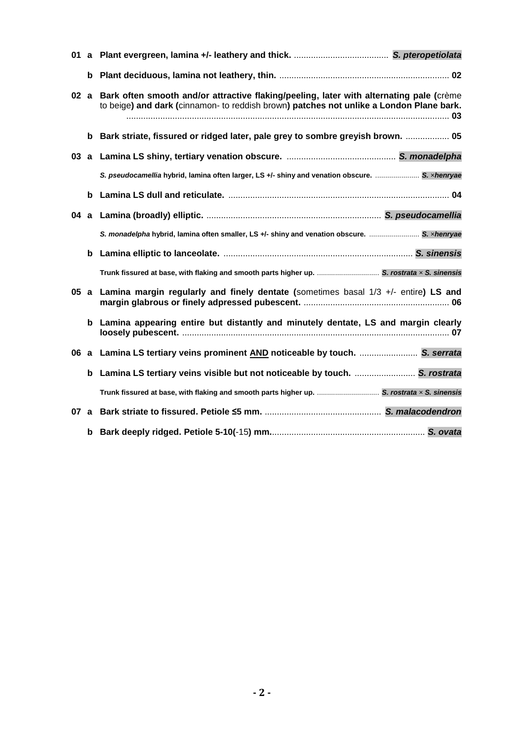**01 a Plant evergreen, lamina +/- leathery and thick.** ....................................... ***S. pteropetiolata***

**b Plant deciduous, lamina not leathery, thin.** ..................................................................... **02**

**02 a Bark often smooth and/or attractive flaking/peeling, later with alternating pale (**crème to beige**) and dark (**cinnamon- to reddish brown**) patches not unlike a London Plane bark.** .................................................................................................................................... **03**

**b Bark striate, fissured or ridged later, pale grey to sombre greyish brown.** .................. **05**

**03 a Lamina LS shiny, tertiary venation obscure.** ............................................. ***S. monadelpha***

***S. pseudocamellia*** **hybrid, lamina often larger, LS +/- shiny and venation obscure.** ...................... ***S. ×henryae***

**b Lamina LS dull and reticulate.** .......................................................................................... **04**

**04 a Lamina (broadly) elliptic.** ....................................................................... ***S. pseudocamellia***

***S. monadelpha*** **hybrid, lamina often smaller, LS +/- shiny and venation obscure.** ......................... ***S. ×henryae***

**b Lamina elliptic to lanceolate.** ............................................................................. ***S. sinensis***

**Trunk fissured at base, with flaking and smooth parts higher up.** ............................... ***S. rostrata × S. sinensis***

**05 a Lamina margin regularly and finely dentate (**sometimes basal 1/3 +/- entire**) LS and margin glabrous or finely adpressed pubescent.** ............................................................ **06**

**b Lamina appearing entire but distantly and minutely dentate, LS and margin clearly loosely pubescent.** .............................................................................................................. **07**

**06 a Lamina LS tertiary veins prominent <u>AND</u> noticeable by touch.** ........................ ***S. serrata***

**b Lamina LS tertiary veins visible but not noticeable by touch.** ......................... ***S. rostrata***

**Trunk fissured at base, with flaking and smooth parts higher up.** ............................... ***S. rostrata × S. sinensis***

**07 a Bark striate to fissured. Petiole ≤5 mm.** ................................................ ***S. malacodendron***

**b Bark deeply ridged. Petiole 5-10(**-15**) mm.**............................................................... ***S. ovata***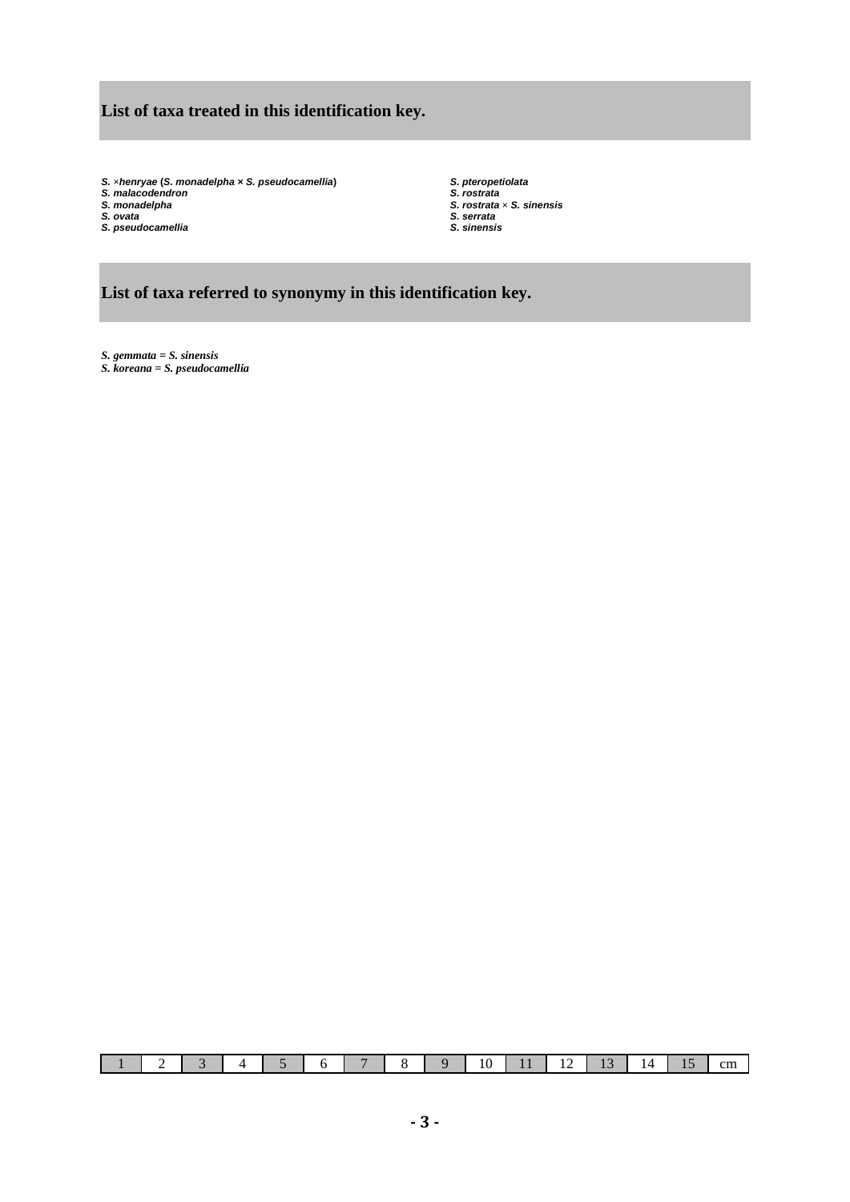## List of taxa treated in this identification key.

***S.* ×*henryae* (*S. monadelpha* × *S. pseudocamellia*)**
***S. malacodendron***
***S. monadelpha***
***S. ovata***
***S. pseudocamellia***
***S. pteropetiolata***
***S. rostrata***
***S. rostrata* × *S. sinensis***
***S. serrata***
***S. sinensis***

## List of taxa referred to synonymy in this identification key.

***S. gemmata* = *S. sinensis***
***S. koreana* = *S. pseudocamellia***

| 1 | 2 | 3 | 4 | 5 | 6 | 7 | 8 | 9 | 10 | 11 | 12 | 13 | 14 | 15 | cm |
|---|---|---|---|---|---|---|---|---|---|---|---|---|---|---|---|